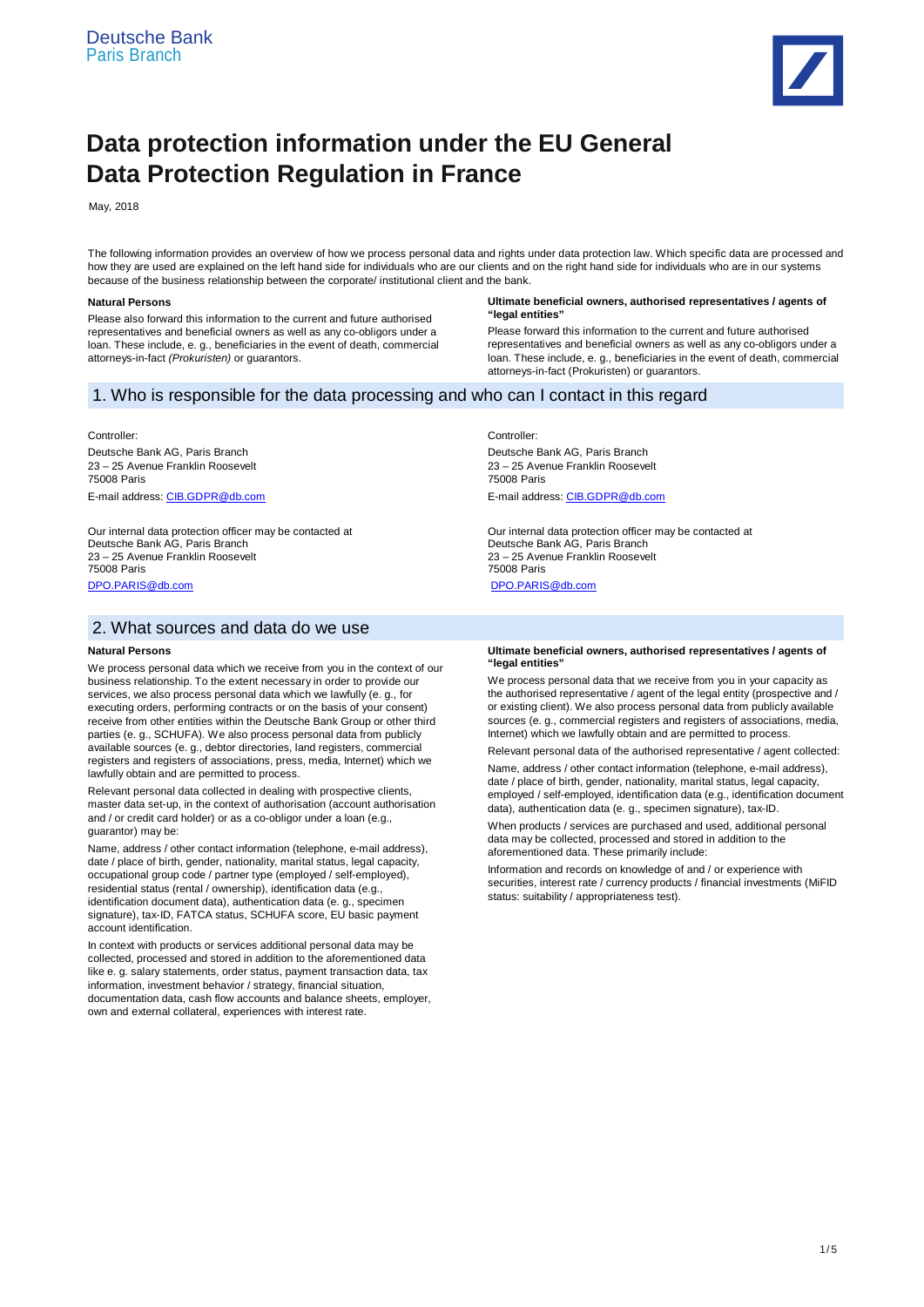Deutsche Bank
Paris Branch

# Data protection information under the EU General Data Protection Regulation in France

May, 2018

The following information provides an overview of how we process personal data and rights under data protection law. Which specific data are processed and how they are used are explained on the left hand side for individuals who are our clients and on the right hand side for individuals who are in our systems because of the business relationship between the corporate/ institutional client and the bank.

**Natural Persons**

Please also forward this information to the current and future authorised representatives and beneficial owners as well as any co-obligors under a loan. These include, e. g., beneficiaries in the event of death, commercial attorneys-in-fact *(Prokuristen)* or guarantors.

**Ultimate beneficial owners, authorised representatives / agents of "legal entities"**

Please forward this information to the current and future authorised representatives and beneficial owners as well as any co-obligors under a loan. These include, e. g., beneficiaries in the event of death, commercial attorneys-in-fact (Prokuristen) or guarantors.

## 1. Who is responsible for the data processing and who can I contact in this regard

Controller:
Deutsche Bank AG, Paris Branch
23 – 25 Avenue Franklin Roosevelt
75008 Paris
E-mail address: CIB.GDPR@db.com

Our internal data protection officer may be contacted at
Deutsche Bank AG, Paris Branch
23 – 25 Avenue Franklin Roosevelt
75008 Paris
DPO.PARIS@db.com

Controller:
Deutsche Bank AG, Paris Branch
23 – 25 Avenue Franklin Roosevelt
75008 Paris
E-mail address: CIB.GDPR@db.com

Our internal data protection officer may be contacted at
Deutsche Bank AG, Paris Branch
23 – 25 Avenue Franklin Roosevelt
75008 Paris
DPO.PARIS@db.com

## 2. What sources and data do we use

**Natural Persons**

We process personal data which we receive from you in the context of our business relationship. To the extent necessary in order to provide our services, we also process personal data which we lawfully (e. g., for executing orders, performing contracts or on the basis of your consent) receive from other entities within the Deutsche Bank Group or other third parties (e. g., SCHUFA). We also process personal data from publicly available sources (e. g., debtor directories, land registers, commercial registers and registers of associations, press, media, Internet) which we lawfully obtain and are permitted to process.

Relevant personal data collected in dealing with prospective clients, master data set-up, in the context of authorisation (account authorisation and / or credit card holder) or as a co-obligor under a loan (e.g., guarantor) may be:

Name, address / other contact information (telephone, e-mail address), date / place of birth, gender, nationality, marital status, legal capacity, occupational group code / partner type (employed / self-employed), residential status (rental / ownership), identification data (e.g., identification document data), authentication data (e. g., specimen signature), tax-ID, FATCA status, SCHUFA score, EU basic payment account identification.

In context with products or services additional personal data may be collected, processed and stored in addition to the aforementioned data like e. g. salary statements, order status, payment transaction data, tax information, investment behavior / strategy, financial situation, documentation data, cash flow accounts and balance sheets, employer, own and external collateral, experiences with interest rate.

**Ultimate beneficial owners, authorised representatives / agents of "legal entities"**

We process personal data that we receive from you in your capacity as the authorised representative / agent of the legal entity (prospective and / or existing client). We also process personal data from publicly available sources (e. g., commercial registers and registers of associations, media, Internet) which we lawfully obtain and are permitted to process.

Relevant personal data of the authorised representative / agent collected:

Name, address / other contact information (telephone, e-mail address), date / place of birth, gender, nationality, marital status, legal capacity, employed / self-employed, identification data (e.g., identification document data), authentication data (e. g., specimen signature), tax-ID.

When products / services are purchased and used, additional personal data may be collected, processed and stored in addition to the aforementioned data. These primarily include:

Information and records on knowledge of and / or experience with securities, interest rate / currency products / financial investments (MiFID status: suitability / appropriateness test).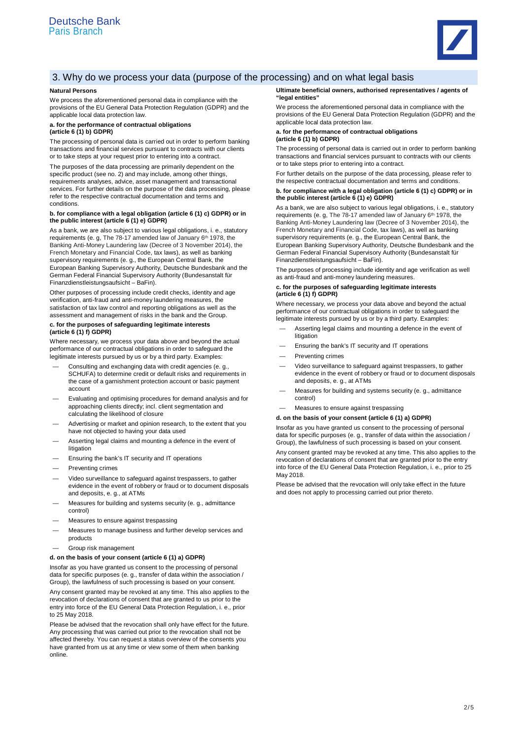## 3. Why do we process your data (purpose of the processing) and on what legal basis

**Natural Persons**

We process the aforementioned personal data in compliance with the provisions of the EU General Data Protection Regulation (GDPR) and the applicable local data protection law.

**a. for the performance of contractual obligations (article 6 (1) b) GDPR)**

The processing of personal data is carried out in order to perform banking transactions and financial services pursuant to contracts with our clients or to take steps at your request prior to entering into a contract.

The purposes of the data processing are primarily dependent on the specific product (see no. 2) and may include, among other things, requirements analyses, advice, asset management and transactional services. For further details on the purpose of the data processing, please refer to the respective contractual documentation and terms and conditions.

**b. for compliance with a legal obligation (article 6 (1) c) GDPR) or in the public interest (article 6 (1) e) GDPR)**

As a bank, we are also subject to various legal obligations, i. e., statutory requirements (e. g, The 78-17 amended law of January 6th 1978, the Banking Anti-Money Laundering law (Decree of 3 November 2014), the French Monetary and Financial Code, tax laws), as well as banking supervisory requirements (e. g., the European Central Bank, the European Banking Supervisory Authority, Deutsche Bundesbank and the German Federal Financial Supervisory Authority (Bundesanstalt für Finanzdienstleistungsaufsicht – BaFin).

Other purposes of processing include credit checks, identity and age verification, anti-fraud and anti-money laundering measures, the satisfaction of tax law control and reporting obligations as well as the assessment and management of risks in the bank and the Group.

**c. for the purposes of safeguarding legitimate interests (article 6 (1) f) GDPR)**

Where necessary, we process your data above and beyond the actual performance of our contractual obligations in order to safeguard the legitimate interests pursued by us or by a third party. Examples:

- Consulting and exchanging data with credit agencies (e. g., SCHUFA) to determine credit or default risks and requirements in the case of a garnishment protection account or basic payment account
- Evaluating and optimising procedures for demand analysis and for approaching clients directly; incl. client segmentation and calculating the likelihood of closure
- Advertising or market and opinion research, to the extent that you have not objected to having your data used
- Asserting legal claims and mounting a defence in the event of litigation
- Ensuring the bank's IT security and IT operations
- Preventing crimes
- Video surveillance to safeguard against trespassers, to gather evidence in the event of robbery or fraud or to document disposals and deposits, e. g., at ATMs
- Measures for building and systems security (e. g., admittance control)
- Measures to ensure against trespassing
- Measures to manage business and further develop services and products
- Group risk management

**d. on the basis of your consent (article 6 (1) a) GDPR)**

Insofar as you have granted us consent to the processing of personal data for specific purposes (e. g., transfer of data within the association / Group), the lawfulness of such processing is based on your consent.

Any consent granted may be revoked at any time. This also applies to the revocation of declarations of consent that are granted to us prior to the entry into force of the EU General Data Protection Regulation, i. e., prior to 25 May 2018.

Please be advised that the revocation shall only have effect for the future. Any processing that was carried out prior to the revocation shall not be affected thereby. You can request a status overview of the consents you have granted from us at any time or view some of them when banking online.

**Ultimate beneficial owners, authorised representatives / agents of "legal entities"**

We process the aforementioned personal data in compliance with the provisions of the EU General Data Protection Regulation (GDPR) and the applicable local data protection law.

**a. for the performance of contractual obligations (article 6 (1) b) GDPR)**

The processing of personal data is carried out in order to perform banking transactions and financial services pursuant to contracts with our clients or to take steps prior to entering into a contract.

For further details on the purpose of the data processing, please refer to the respective contractual documentation and terms and conditions.

**b. for compliance with a legal obligation (article 6 (1) c) GDPR) or in the public interest (article 6 (1) e) GDPR)**

As a bank, we are also subject to various legal obligations, i. e., statutory requirements (e. g, The 78-17 amended law of January 6th 1978, the Banking Anti-Money Laundering law (Decree of 3 November 2014), the French Monetary and Financial Code, tax laws), as well as banking supervisory requirements (e. g., the European Central Bank, the European Banking Supervisory Authority, Deutsche Bundesbank and the German Federal Financial Supervisory Authority (Bundesanstalt für Finanzdienstleistungsaufsicht – BaFin).

The purposes of processing include identity and age verification as well as anti-fraud and anti-money laundering measures.

**c. for the purposes of safeguarding legitimate interests (article 6 (1) f) GDPR)**

Where necessary, we process your data above and beyond the actual performance of our contractual obligations in order to safeguard the legitimate interests pursued by us or by a third party. Examples:

- Asserting legal claims and mounting a defence in the event of litigation
- Ensuring the bank's IT security and IT operations
- Preventing crimes
- Video surveillance to safeguard against trespassers, to gather evidence in the event of robbery or fraud or to document disposals and deposits, e. g., at ATMs
- Measures for building and systems security (e. g., admittance control)
- Measures to ensure against trespassing

**d. on the basis of your consent (article 6 (1) a) GDPR)**

Insofar as you have granted us consent to the processing of personal data for specific purposes (e. g., transfer of data within the association / Group), the lawfulness of such processing is based on your consent.

Any consent granted may be revoked at any time. This also applies to the revocation of declarations of consent that are granted prior to the entry into force of the EU General Data Protection Regulation, i. e., prior to 25 May 2018.

Please be advised that the revocation will only take effect in the future and does not apply to processing carried out prior thereto.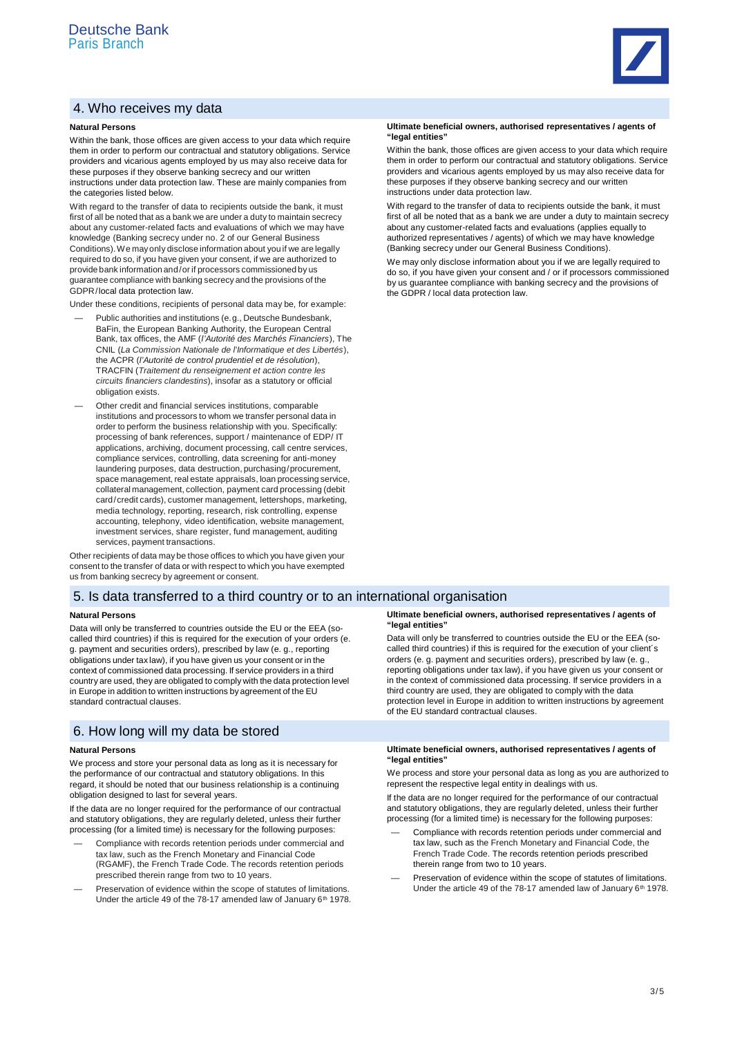## 4. Who receives my data

### Natural Persons

Within the bank, those offices are given access to your data which require them in order to perform our contractual and statutory obligations. Service providers and vicarious agents employed by us may also receive data for these purposes if they observe banking secrecy and our written instructions under data protection law. These are mainly companies from the categories listed below.

With regard to the transfer of data to recipients outside the bank, it must first of all be noted that as a bank we are under a duty to maintain secrecy about any customer-related facts and evaluations of which we may have knowledge (Banking secrecy under no. 2 of our General Business Conditions). We may only disclose information about you if we are legally required to do so, if you have given your consent, if we are authorized to provide bank information and/or if processors commissioned by us guarantee compliance with banking secrecy and the provisions of the GDPR/local data protection law.

Under these conditions, recipients of personal data may be, for example:

- Public authorities and institutions (e. g., Deutsche Bundesbank, BaFin, the European Banking Authority, the European Central Bank, tax offices, the AMF (*l'Autorité des Marchés Financiers*), The CNIL (*La Commission Nationale de l'Informatique et des Libertés*), the ACPR (*l'Autorité de control prudentiel et de résolution*), TRACFIN (*Traitement du renseignement et action contre les circuits financiers clandestins*), insofar as a statutory or official obligation exists.
- Other credit and financial services institutions, comparable institutions and processors to whom we transfer personal data in order to perform the business relationship with you. Specifically: processing of bank references, support / maintenance of EDP/ IT applications, archiving, document processing, call centre services, compliance services, controlling, data screening for anti-money laundering purposes, data destruction, purchasing/procurement, space management, real estate appraisals, loan processing service, collateral management, collection, payment card processing (debit card/credit cards), customer management, lettershops, marketing, media technology, reporting, research, risk controlling, expense accounting, telephony, video identification, website management, investment services, share register, fund management, auditing services, payment transactions.

Other recipients of data may be those offices to which you have given your consent to the transfer of data or with respect to which you have exempted us from banking secrecy by agreement or consent.

### Ultimate beneficial owners, authorised representatives / agents of "legal entities"

Within the bank, those offices are given access to your data which require them in order to perform our contractual and statutory obligations. Service providers and vicarious agents employed by us may also receive data for these purposes if they observe banking secrecy and our written instructions under data protection law.

With regard to the transfer of data to recipients outside the bank, it must first of all be noted that as a bank we are under a duty to maintain secrecy about any customer-related facts and evaluations (applies equally to authorized representatives / agents) of which we may have knowledge (Banking secrecy under our General Business Conditions).

We may only disclose information about you if we are legally required to do so, if you have given your consent and / or if processors commissioned by us guarantee compliance with banking secrecy and the provisions of the GDPR / local data protection law.

## 5. Is data transferred to a third country or to an international organisation

### Natural Persons

Data will only be transferred to countries outside the EU or the EEA (so-called third countries) if this is required for the execution of your orders (e. g. payment and securities orders), prescribed by law (e. g., reporting obligations under tax law), if you have given us your consent or in the context of commissioned data processing. If service providers in a third country are used, they are obligated to comply with the data protection level in Europe in addition to written instructions by agreement of the EU standard contractual clauses.

### Ultimate beneficial owners, authorised representatives / agents of "legal entities"

Data will only be transferred to countries outside the EU or the EEA (so-called third countries) if this is required for the execution of your client´s orders (e. g. payment and securities orders), prescribed by law (e. g., reporting obligations under tax law), if you have given us your consent or in the context of commissioned data processing. If service providers in a third country are used, they are obligated to comply with the data protection level in Europe in addition to written instructions by agreement of the EU standard contractual clauses.

## 6. How long will my data be stored

### Natural Persons

We process and store your personal data as long as it is necessary for the performance of our contractual and statutory obligations. In this regard, it should be noted that our business relationship is a continuing obligation designed to last for several years.

If the data are no longer required for the performance of our contractual and statutory obligations, they are regularly deleted, unless their further processing (for a limited time) is necessary for the following purposes:

- Compliance with records retention periods under commercial and tax law, such as the French Monetary and Financial Code (RGAMF), the French Trade Code. The records retention periods prescribed therein range from two to 10 years.
- Preservation of evidence within the scope of statutes of limitations. Under the article 49 of the 78-17 amended law of January 6th 1978.

### Ultimate beneficial owners, authorised representatives / agents of "legal entities"

We process and store your personal data as long as you are authorized to represent the respective legal entity in dealings with us.

If the data are no longer required for the performance of our contractual and statutory obligations, they are regularly deleted, unless their further processing (for a limited time) is necessary for the following purposes:

- Compliance with records retention periods under commercial and tax law, such as the French Monetary and Financial Code, the French Trade Code. The records retention periods prescribed therein range from two to 10 years.
- Preservation of evidence within the scope of statutes of limitations. Under the article 49 of the 78-17 amended law of January 6th 1978.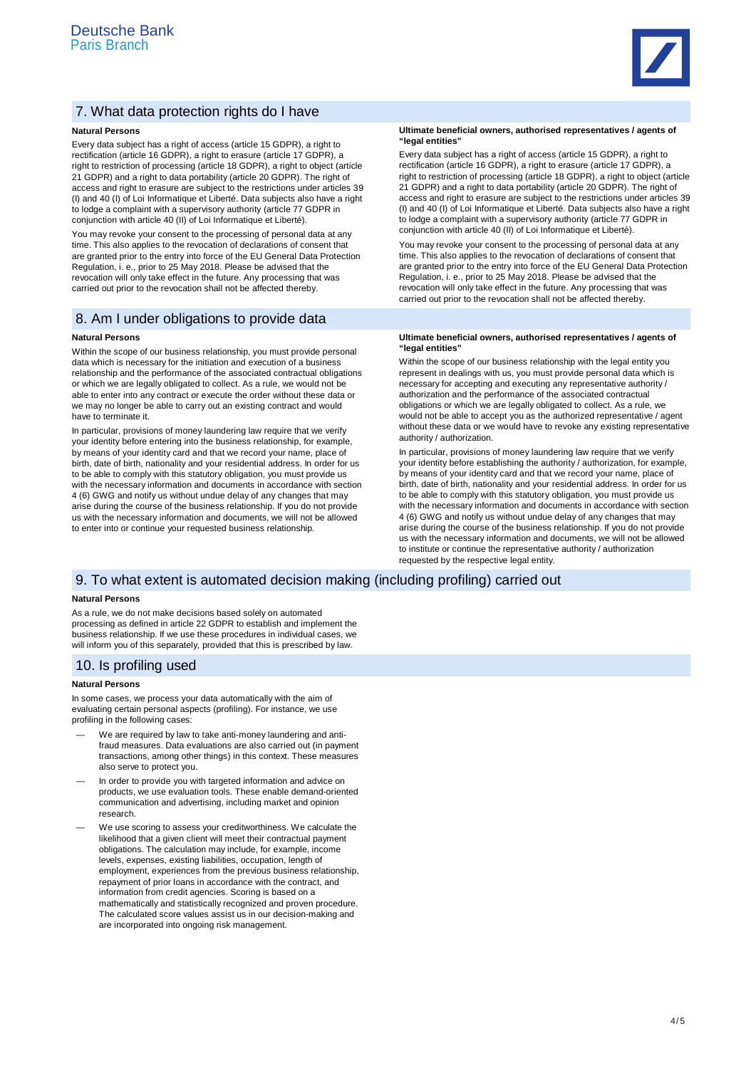## 7. What data protection rights do I have

**Natural Persons**

Every data subject has a right of access (article 15 GDPR), a right to rectification (article 16 GDPR), a right to erasure (article 17 GDPR), a right to restriction of processing (article 18 GDPR), a right to object (article 21 GDPR) and a right to data portability (article 20 GDPR). The right of access and right to erasure are subject to the restrictions under articles 39 (I) and 40 (I) of Loi Informatique et Liberté. Data subjects also have a right to lodge a complaint with a supervisory authority (article 77 GDPR in conjunction with article 40 (II) of Loi Informatique et Liberté).

You may revoke your consent to the processing of personal data at any time. This also applies to the revocation of declarations of consent that are granted prior to the entry into force of the EU General Data Protection Regulation, i. e., prior to 25 May 2018. Please be advised that the revocation will only take effect in the future. Any processing that was carried out prior to the revocation shall not be affected thereby.

**Ultimate beneficial owners, authorised representatives / agents of "legal entities"**

Every data subject has a right of access (article 15 GDPR), a right to rectification (article 16 GDPR), a right to erasure (article 17 GDPR), a right to restriction of processing (article 18 GDPR), a right to object (article 21 GDPR) and a right to data portability (article 20 GDPR). The right of access and right to erasure are subject to the restrictions under articles 39 (I) and 40 (I) of Loi Informatique et Liberté. Data subjects also have a right to lodge a complaint with a supervisory authority (article 77 GDPR in conjunction with article 40 (II) of Loi Informatique et Liberté).

You may revoke your consent to the processing of personal data at any time. This also applies to the revocation of declarations of consent that are granted prior to the entry into force of the EU General Data Protection Regulation, i. e., prior to 25 May 2018. Please be advised that the revocation will only take effect in the future. Any processing that was carried out prior to the revocation shall not be affected thereby.

## 8. Am I under obligations to provide data

**Natural Persons**

Within the scope of our business relationship, you must provide personal data which is necessary for the initiation and execution of a business relationship and the performance of the associated contractual obligations or which we are legally obligated to collect. As a rule, we would not be able to enter into any contract or execute the order without these data or we may no longer be able to carry out an existing contract and would have to terminate it.

In particular, provisions of money laundering law require that we verify your identity before entering into the business relationship, for example, by means of your identity card and that we record your name, place of birth, date of birth, nationality and your residential address. In order for us to be able to comply with this statutory obligation, you must provide us with the necessary information and documents in accordance with section 4 (6) GWG and notify us without undue delay of any changes that may arise during the course of the business relationship. If you do not provide us with the necessary information and documents, we will not be allowed to enter into or continue your requested business relationship.

**Ultimate beneficial owners, authorised representatives / agents of "legal entities"**

Within the scope of our business relationship with the legal entity you represent in dealings with us, you must provide personal data which is necessary for accepting and executing any representative authority / authorization and the performance of the associated contractual obligations or which we are legally obligated to collect. As a rule, we would not be able to accept you as the authorized representative / agent without these data or we would have to revoke any existing representative authority / authorization.

In particular, provisions of money laundering law require that we verify your identity before establishing the authority / authorization, for example, by means of your identity card and that we record your name, place of birth, date of birth, nationality and your residential address. In order for us to be able to comply with this statutory obligation, you must provide us with the necessary information and documents in accordance with section 4 (6) GWG and notify us without undue delay of any changes that may arise during the course of the business relationship. If you do not provide us with the necessary information and documents, we will not be allowed to institute or continue the representative authority / authorization requested by the respective legal entity.

## 9. To what extent is automated decision making (including profiling) carried out

**Natural Persons**

As a rule, we do not make decisions based solely on automated processing as defined in article 22 GDPR to establish and implement the business relationship. If we use these procedures in individual cases, we will inform you of this separately, provided that this is prescribed by law.

## 10. Is profiling used

**Natural Persons**

In some cases, we process your data automatically with the aim of evaluating certain personal aspects (profiling). For instance, we use profiling in the following cases:

- We are required by law to take anti-money laundering and anti-fraud measures. Data evaluations are also carried out (in payment transactions, among other things) in this context. These measures also serve to protect you.
- In order to provide you with targeted information and advice on products, we use evaluation tools. These enable demand-oriented communication and advertising, including market and opinion research.
- We use scoring to assess your creditworthiness. We calculate the likelihood that a given client will meet their contractual payment obligations. The calculation may include, for example, income levels, expenses, existing liabilities, occupation, length of employment, experiences from the previous business relationship, repayment of prior loans in accordance with the contract, and information from credit agencies. Scoring is based on a mathematically and statistically recognized and proven procedure. The calculated score values assist us in our decision-making and are incorporated into ongoing risk management.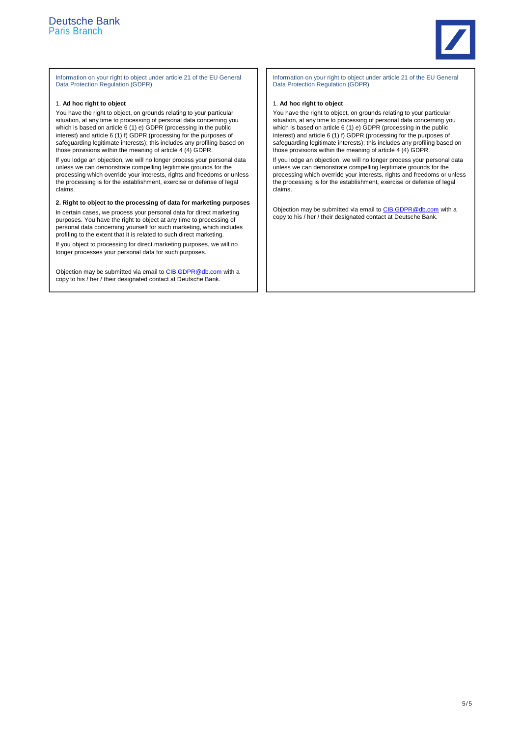Deutsche Bank
Paris Branch

Information on your right to object under article 21 of the EU General Data Protection Regulation (GDPR)

1. **Ad hoc right to object**

You have the right to object, on grounds relating to your particular situation, at any time to processing of personal data concerning you which is based on article 6 (1) e) GDPR (processing in the public interest) and article 6 (1) f) GDPR (processing for the purposes of safeguarding legitimate interests); this includes any profiling based on those provisions within the meaning of article 4 (4) GDPR.

If you lodge an objection, we will no longer process your personal data unless we can demonstrate compelling legitimate grounds for the processing which override your interests, rights and freedoms or unless the processing is for the establishment, exercise or defense of legal claims.

**2. Right to object to the processing of data for marketing purposes**

In certain cases, we process your personal data for direct marketing purposes. You have the right to object at any time to processing of personal data concerning yourself for such marketing, which includes profiling to the extent that it is related to such direct marketing.

If you object to processing for direct marketing purposes, we will no longer processes your personal data for such purposes.

Objection may be submitted via email to CIB.GDPR@db.com with a copy to his / her / their designated contact at Deutsche Bank.

Information on your right to object under article 21 of the EU General Data Protection Regulation (GDPR)

1. **Ad hoc right to object**

You have the right to object, on grounds relating to your particular situation, at any time to processing of personal data concerning you which is based on article 6 (1) e) GDPR (processing in the public interest) and article 6 (1) f) GDPR (processing for the purposes of safeguarding legitimate interests); this includes any profiling based on those provisions within the meaning of article 4 (4) GDPR.

If you lodge an objection, we will no longer process your personal data unless we can demonstrate compelling legitimate grounds for the processing which override your interests, rights and freedoms or unless the processing is for the establishment, exercise or defense of legal claims.

Objection may be submitted via email to CIB.GDPR@db.com with a copy to his / her / their designated contact at Deutsche Bank.